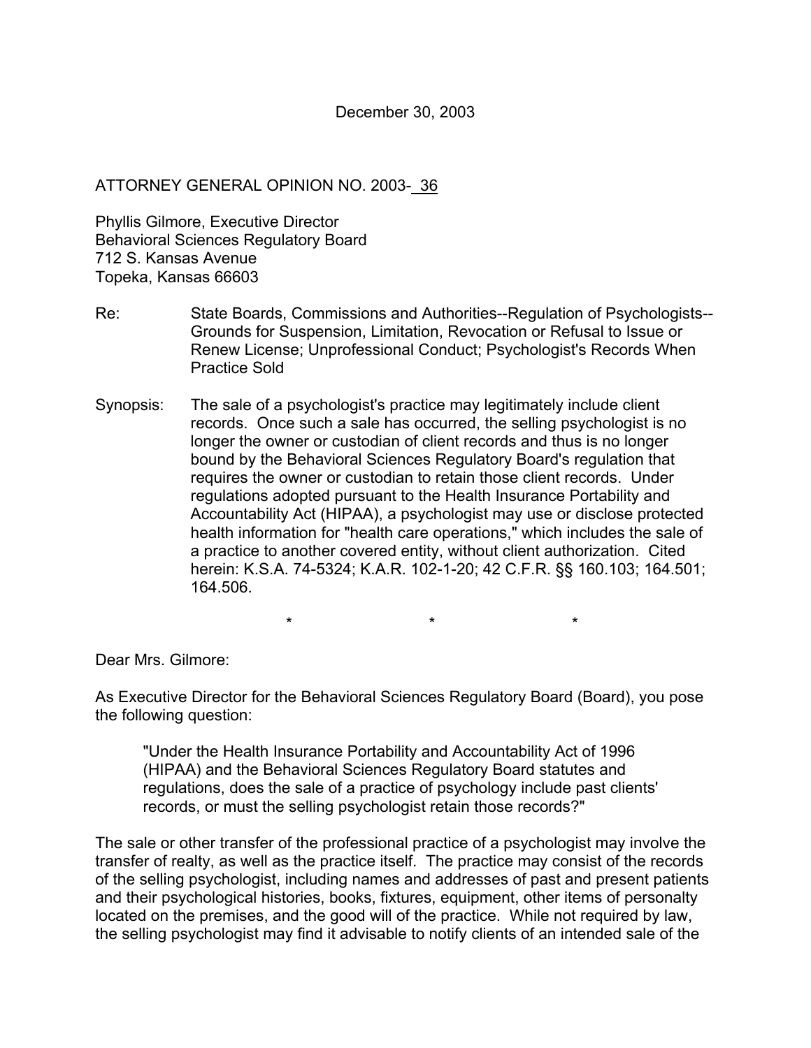December 30, 2003

ATTORNEY GENERAL OPINION NO. 2003- 36

Phyllis Gilmore, Executive Director
Behavioral Sciences Regulatory Board
712 S. Kansas Avenue
Topeka, Kansas 66603

Re: State Boards, Commissions and Authorities--Regulation of Psychologists--Grounds for Suspension, Limitation, Revocation or Refusal to Issue or Renew License; Unprofessional Conduct; Psychologist's Records When Practice Sold

Synopsis: The sale of a psychologist's practice may legitimately include client records. Once such a sale has occurred, the selling psychologist is no longer the owner or custodian of client records and thus is no longer bound by the Behavioral Sciences Regulatory Board's regulation that requires the owner or custodian to retain those client records. Under regulations adopted pursuant to the Health Insurance Portability and Accountability Act (HIPAA), a psychologist may use or disclose protected health information for "health care operations," which includes the sale of a practice to another covered entity, without client authorization. Cited herein: K.S.A. 74-5324; K.A.R. 102-1-20; 42 C.F.R. §§ 160.103; 164.501; 164.506.

\* \* \*

Dear Mrs. Gilmore:

As Executive Director for the Behavioral Sciences Regulatory Board (Board), you pose the following question:

> "Under the Health Insurance Portability and Accountability Act of 1996 (HIPAA) and the Behavioral Sciences Regulatory Board statutes and regulations, does the sale of a practice of psychology include past clients' records, or must the selling psychologist retain those records?"

The sale or other transfer of the professional practice of a psychologist may involve the transfer of realty, as well as the practice itself. The practice may consist of the records of the selling psychologist, including names and addresses of past and present patients and their psychological histories, books, fixtures, equipment, other items of personalty located on the premises, and the good will of the practice. While not required by law, the selling psychologist may find it advisable to notify clients of an intended sale of the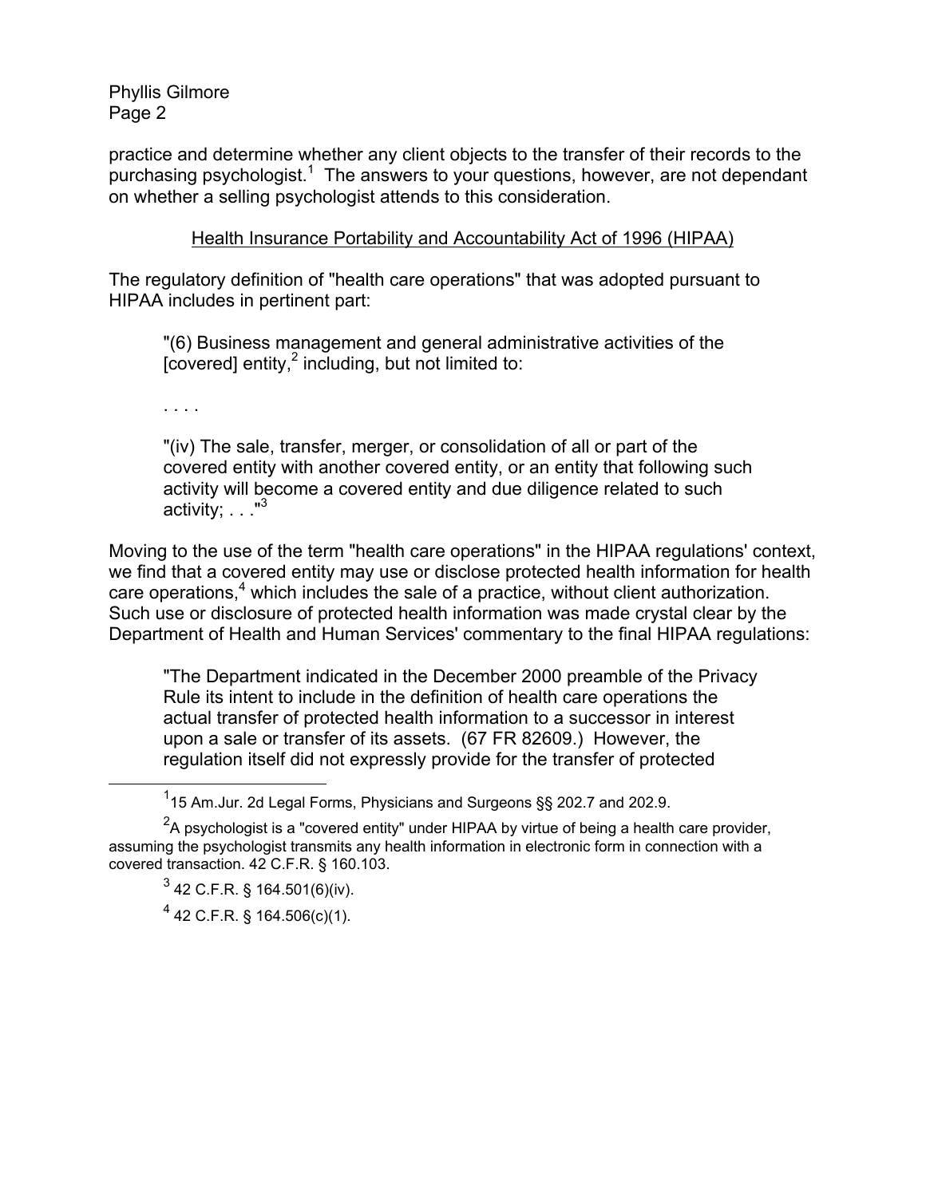practice and determine whether any client objects to the transfer of their records to the purchasing psychologist.[1] The answers to your questions, however, are not dependant on whether a selling psychologist attends to this consideration.

<u>Health Insurance Portability and Accountability Act of 1996 (HIPAA)</u>

The regulatory definition of "health care operations" that was adopted pursuant to HIPAA includes in pertinent part:

> "(6) Business management and general administrative activities of the [covered] entity,[2] including, but not limited to:
>
> . . . .
>
> "(iv) The sale, transfer, merger, or consolidation of all or part of the covered entity with another covered entity, or an entity that following such activity will become a covered entity and due diligence related to such activity; . . ."[3]

Moving to the use of the term "health care operations" in the HIPAA regulations' context, we find that a covered entity may use or disclose protected health information for health care operations,[4] which includes the sale of a practice, without client authorization. Such use or disclosure of protected health information was made crystal clear by the Department of Health and Human Services' commentary to the final HIPAA regulations:

> "The Department indicated in the December 2000 preamble of the Privacy Rule its intent to include in the definition of health care operations the actual transfer of protected health information to a successor in interest upon a sale or transfer of its assets. (67 FR 82609.) However, the regulation itself did not expressly provide for the transfer of protected

---

[1] 15 Am.Jur. 2d Legal Forms, Physicians and Surgeons §§ 202.7 and 202.9.

[2] A psychologist is a "covered entity" under HIPAA by virtue of being a health care provider, assuming the psychologist transmits any health information in electronic form in connection with a covered transaction. 42 C.F.R. § 160.103.

[3] 42 C.F.R. § 164.501(6)(iv).

[4] 42 C.F.R. § 164.506(c)(1).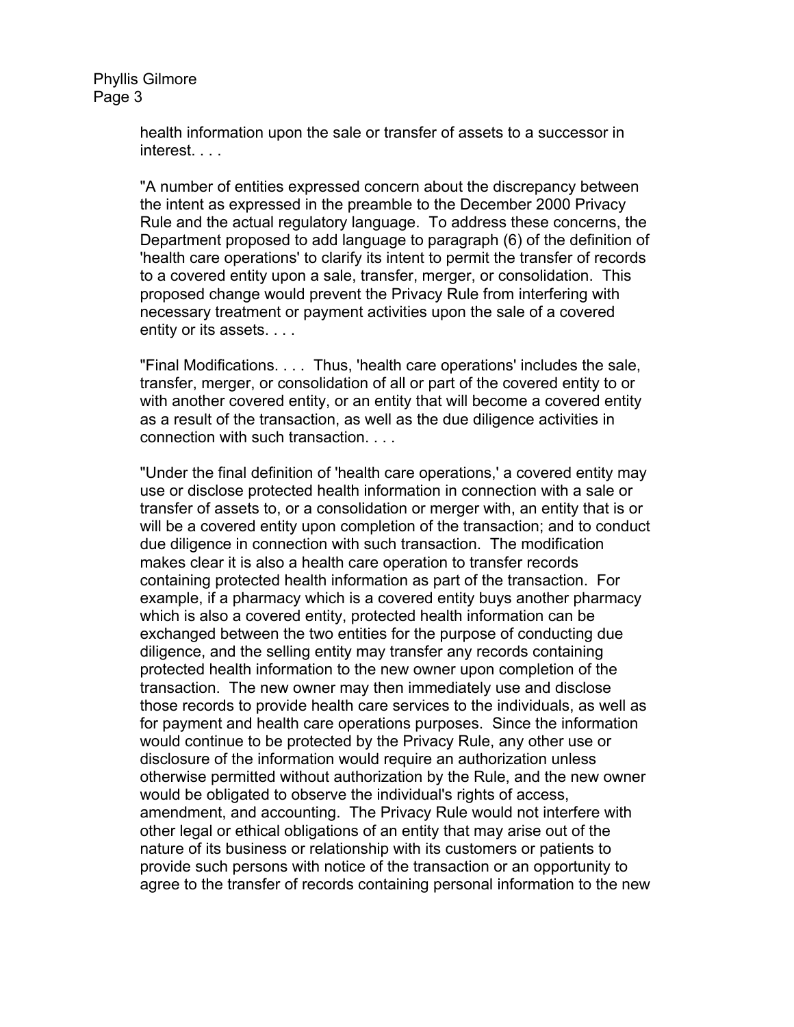health information upon the sale or transfer of assets to a successor in interest. . . .

"A number of entities expressed concern about the discrepancy between the intent as expressed in the preamble to the December 2000 Privacy Rule and the actual regulatory language. To address these concerns, the Department proposed to add language to paragraph (6) of the definition of 'health care operations' to clarify its intent to permit the transfer of records to a covered entity upon a sale, transfer, merger, or consolidation. This proposed change would prevent the Privacy Rule from interfering with necessary treatment or payment activities upon the sale of a covered entity or its assets. . . .

"Final Modifications. . . . Thus, 'health care operations' includes the sale, transfer, merger, or consolidation of all or part of the covered entity to or with another covered entity, or an entity that will become a covered entity as a result of the transaction, as well as the due diligence activities in connection with such transaction. . . .

"Under the final definition of 'health care operations,' a covered entity may use or disclose protected health information in connection with a sale or transfer of assets to, or a consolidation or merger with, an entity that is or will be a covered entity upon completion of the transaction; and to conduct due diligence in connection with such transaction. The modification makes clear it is also a health care operation to transfer records containing protected health information as part of the transaction. For example, if a pharmacy which is a covered entity buys another pharmacy which is also a covered entity, protected health information can be exchanged between the two entities for the purpose of conducting due diligence, and the selling entity may transfer any records containing protected health information to the new owner upon completion of the transaction. The new owner may then immediately use and disclose those records to provide health care services to the individuals, as well as for payment and health care operations purposes. Since the information would continue to be protected by the Privacy Rule, any other use or disclosure of the information would require an authorization unless otherwise permitted without authorization by the Rule, and the new owner would be obligated to observe the individual's rights of access, amendment, and accounting. The Privacy Rule would not interfere with other legal or ethical obligations of an entity that may arise out of the nature of its business or relationship with its customers or patients to provide such persons with notice of the transaction or an opportunity to agree to the transfer of records containing personal information to the new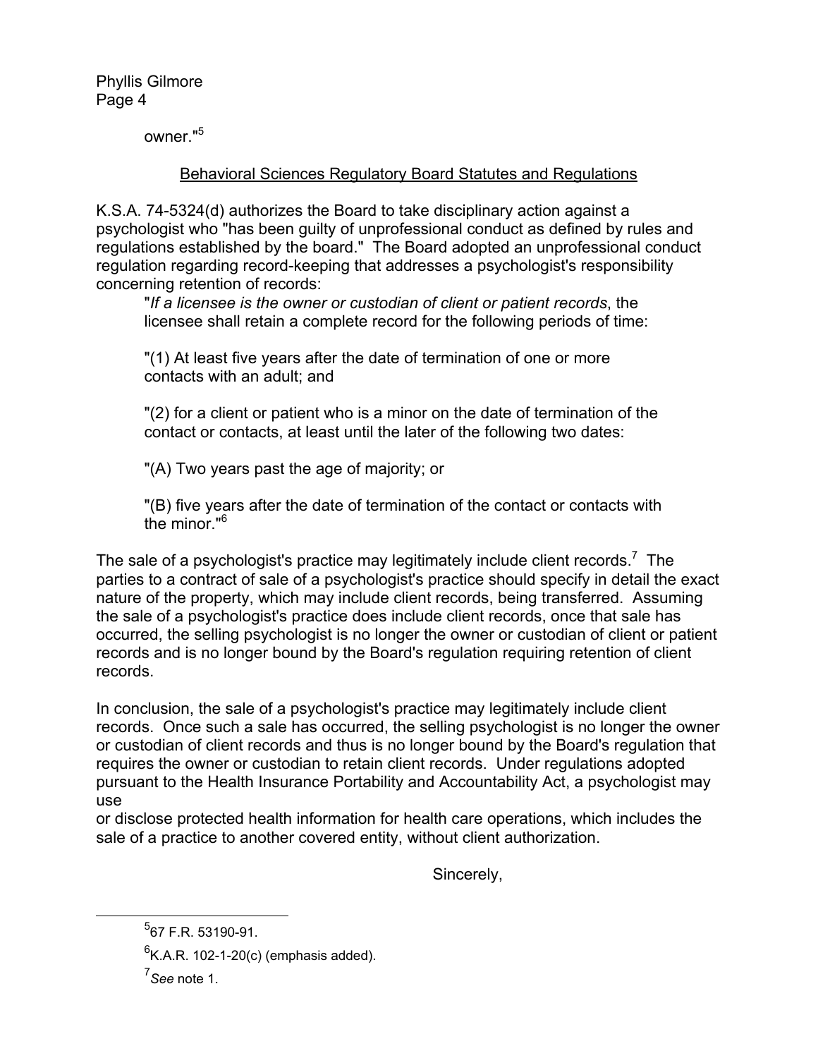owner."[5]

## Behavioral Sciences Regulatory Board Statutes and Regulations

K.S.A. 74-5324(d) authorizes the Board to take disciplinary action against a psychologist who "has been guilty of unprofessional conduct as defined by rules and regulations established by the board." The Board adopted an unprofessional conduct regulation regarding record-keeping that addresses a psychologist's responsibility concerning retention of records:

> "*If a licensee is the owner or custodian of client or patient records*, the licensee shall retain a complete record for the following periods of time:
>
> "(1) At least five years after the date of termination of one or more contacts with an adult; and
>
> "(2) for a client or patient who is a minor on the date of termination of the contact or contacts, at least until the later of the following two dates:
>
> "(A) Two years past the age of majority; or
>
> "(B) five years after the date of termination of the contact or contacts with the minor."[6]

The sale of a psychologist's practice may legitimately include client records.[7] The parties to a contract of sale of a psychologist's practice should specify in detail the exact nature of the property, which may include client records, being transferred. Assuming the sale of a psychologist's practice does include client records, once that sale has occurred, the selling psychologist is no longer the owner or custodian of client or patient records and is no longer bound by the Board's regulation requiring retention of client records.

In conclusion, the sale of a psychologist's practice may legitimately include client records. Once such a sale has occurred, the selling psychologist is no longer the owner or custodian of client records and thus is no longer bound by the Board's regulation that requires the owner or custodian to retain client records. Under regulations adopted pursuant to the Health Insurance Portability and Accountability Act, a psychologist may use or disclose protected health information for health care operations, which includes the sale of a practice to another covered entity, without client authorization.

Sincerely,

---

[5] 67 F.R. 53190-91.

[6] K.A.R. 102-1-20(c) (emphasis added).

[7] *See* note 1.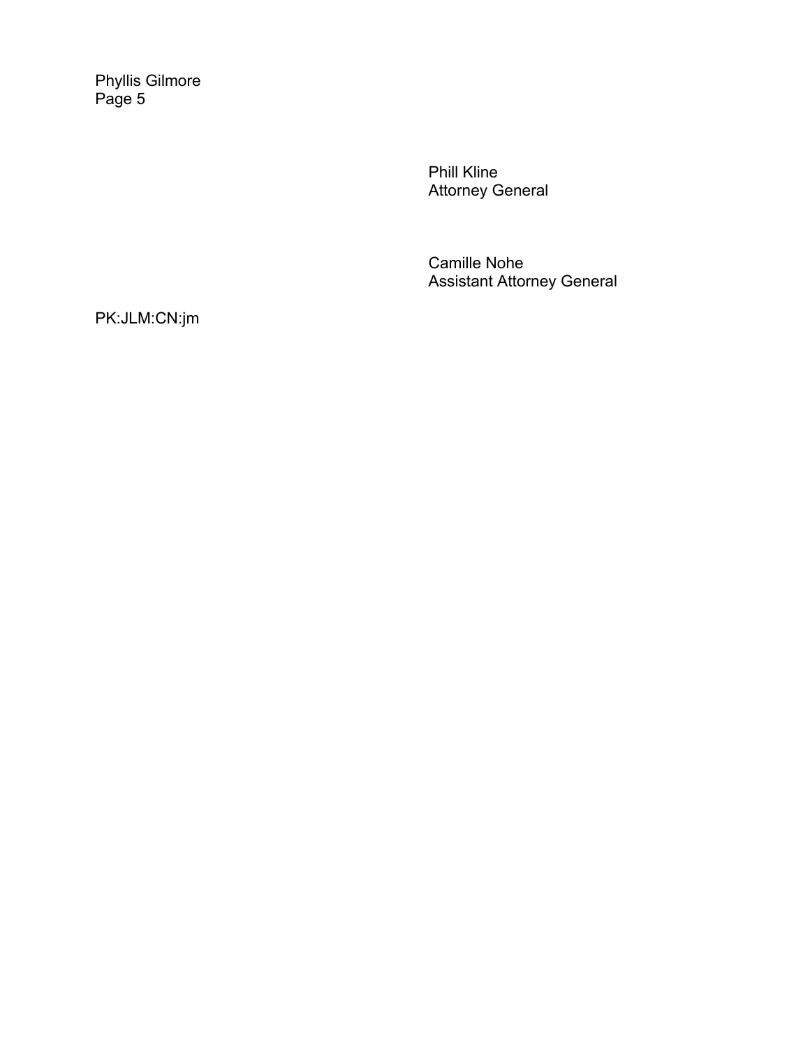Phill Kline
Attorney General

Camille Nohe
Assistant Attorney General

PK:JLM:CN:jm